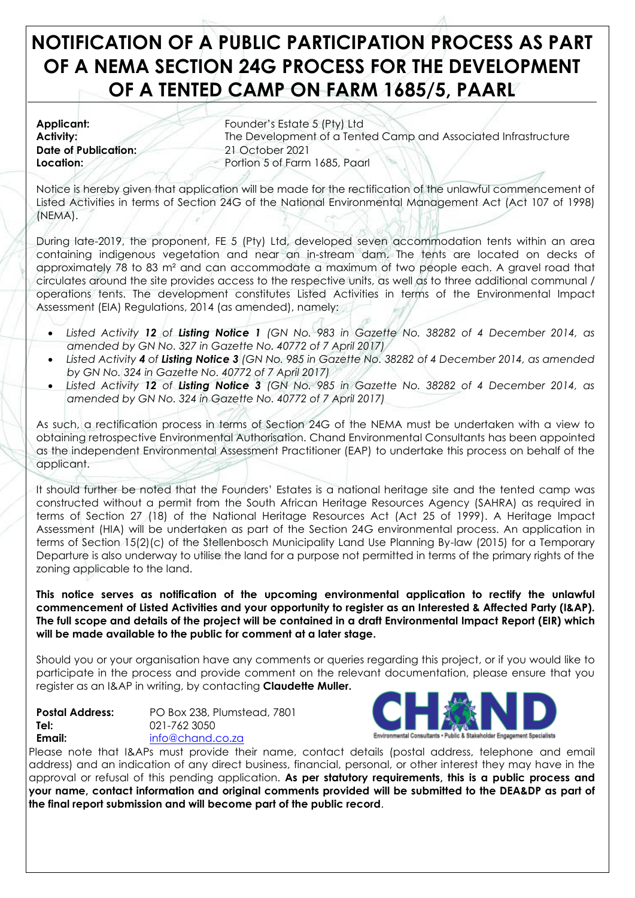# NOTIFICATION OF A PUBLIC PARTICIPATION PROCESS AS PART OF A NEMA SECTION 24G PROCESS FOR THE DEVELOPMENT OF A TENTED CAMP ON FARM 1685/5, PAARL

**Applicant:** Founder's Estate 5 (Pty) Ltd
**Activity:** The Development of a Tented Camp and Associated Infrastructure
**Date of Publication:** 21 October 2021
**Location:** Portion 5 of Farm 1685, Paarl

Notice is hereby given that application will be made for the rectification of the unlawful commencement of Listed Activities in terms of Section 24G of the National Environmental Management Act (Act 107 of 1998) (NEMA).

During late-2019, the proponent, FE 5 (Pty) Ltd, developed seven accommodation tents within an area containing indigenous vegetation and near an in-stream dam. The tents are located on decks of approximately 78 to 83 m² and can accommodate a maximum of two people each. A gravel road that circulates around the site provides access to the respective units, as well as to three additional communal / operations tents. The development constitutes Listed Activities in terms of the Environmental Impact Assessment (EIA) Regulations, 2014 (as amended), namely:

- *Listed Activity **12** of **Listing Notice 1** (GN No. 983 in Gazette No. 38282 of 4 December 2014, as amended by GN No. 327 in Gazette No. 40772 of 7 April 2017)*
- *Listed Activity **4** of **Listing Notice 3** (GN No. 985 in Gazette No. 38282 of 4 December 2014, as amended by GN No. 324 in Gazette No. 40772 of 7 April 2017)*
- *Listed Activity **12** of **Listing Notice 3** (GN No. 985 in Gazette No. 38282 of 4 December 2014, as amended by GN No. 324 in Gazette No. 40772 of 7 April 2017)*

As such, a rectification process in terms of Section 24G of the NEMA must be undertaken with a view to obtaining retrospective Environmental Authorisation. Chand Environmental Consultants has been appointed as the independent Environmental Assessment Practitioner (EAP) to undertake this process on behalf of the applicant.

It should further be noted that the Founders' Estates is a national heritage site and the tented camp was constructed without a permit from the South African Heritage Resources Agency (SAHRA) as required in terms of Section 27 (18) of the National Heritage Resources Act (Act 25 of 1999). A Heritage Impact Assessment (HIA) will be undertaken as part of the Section 24G environmental process. An application in terms of Section 15(2)(c) of the Stellenbosch Municipality Land Use Planning By-law (2015) for a Temporary Departure is also underway to utilise the land for a purpose not permitted in terms of the primary rights of the zoning applicable to the land.

**This notice serves as notification of the upcoming environmental application to rectify the unlawful commencement of Listed Activities and your opportunity to register as an Interested & Affected Party (I&AP). The full scope and details of the project will be contained in a draft Environmental Impact Report (EIR) which will be made available to the public for comment at a later stage.**

Should you or your organisation have any comments or queries regarding this project, or if you would like to participate in the process and provide comment on the relevant documentation, please ensure that you register as an I&AP in writing, by contacting **Claudette Muller.**

**Postal Address:** PO Box 238, Plumstead, 7801
**Tel:** 021-762 3050
**Email:** info@chand.co.za

CHAND
Environmental Consultants • Public & Stakeholder Engagement Specialists

Please note that I&APs must provide their name, contact details (postal address, telephone and email address) and an indication of any direct business, financial, personal, or other interest they may have in the approval or refusal of this pending application. **As per statutory requirements, this is a public process and your name, contact information and original comments provided will be submitted to the DEA&DP as part of the final report submission and will become part of the public record**.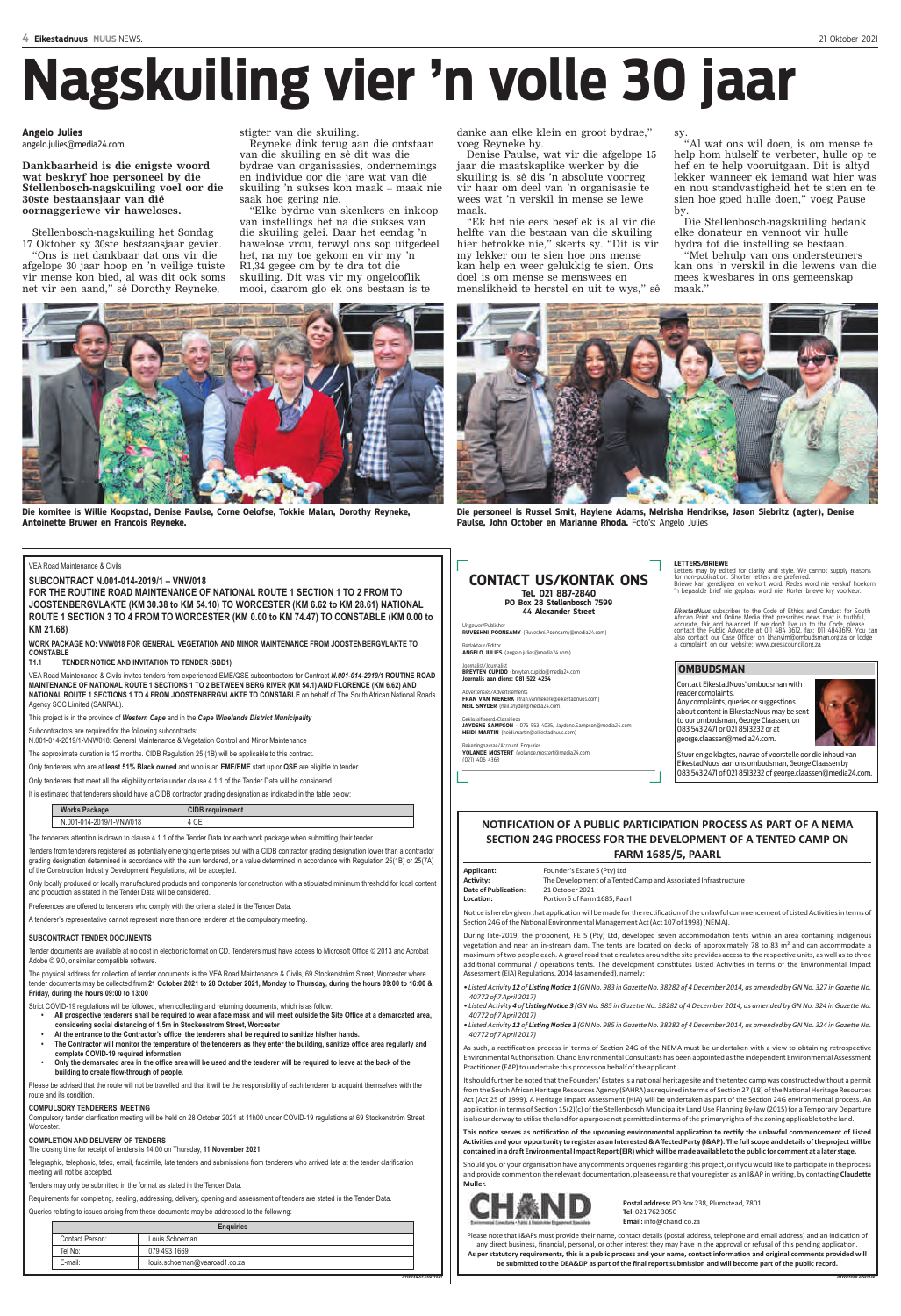# Nagskuiling vier 'n volle 30 jaar

**Angelo Julies**
angelo.julies@media24.com

**Dankbaarheid is die enigste woord wat beskryf hoe personeel by die Stellenbosch-nagskuiling voel oor die 30ste bestaansjaar van dié oornaggeriewe vir haweloses.**

Stellenbosch-nagskuiling het Sondag 17 Oktober sy 30ste bestaansjaar gevier.

"Ons is net dankbaar dat ons vir die afgelope 30 jaar hoop en 'n veilige tuiste vir mense kon bied, al was dit ook soms net vir een aand," sê Dorothy Reyneke, stigter van die skuiling.

Reyneke dink terug aan die ontstaan van die skuiling en sê dit was die bydrae van organisasies, ondernemings en individue oor die jare wat van dié skuiling 'n sukses kon maak – maak nie saak hoe gering nie.

"Elke bydrae van skenkers en inkoop van instellings het na die sukses van die skuiling gelei. Daar het eendag 'n hawelose vrou, terwyl ons sop uitgedeel het, na my toe gekom en vir my 'n R1,34 gegee om by te dra tot die skuiling. Dit was vir my ongelooflik mooi, daarom glo ek ons bestaan is te danke aan elke klein en groot bydrae," voeg Reyneke by.

Denise Paulse, wat vir die afgelope 15 jaar die maatskaplike werker by die skuiling is, sê dis 'n absolute voorreg vir haar om deel van 'n organisasie te wees wat 'n verskil in mense se lewe maak.

"Ek het nie eers besef ek is al vir die helfte van die bestaan van die skuiling hier betrokke nie," skerts sy. "Dit is vir my lekker om te sien hoe ons mense kan help en weer gelukkig te sien. Ons doel is om mense se menswees en menslikheid te herstel en uit te wys," sê sy.

"Al wat ons wil doen, is om mense te help hom hulself te verbeter, hulle op te hef en te help vooruitgaan. Dit is altyd lekker wanneer ek iemand wat hier was en nou standvastigheid het te sien en te sien hoe goed hulle doen," voeg Pause by.

Die Stellenbosch-nagskuiling bedank elke donateur en vennoot vir hulle bydra tot die instelling se bestaan.

"Met behulp van ons ondersteuners kan ons 'n verskil in die lewens van die mees kwesbares in ons gemeenskap maak."

**Die komitee is Willie Koopstad, Denise Paulse, Corne Oelofse, Tokkie Malan, Dorothy Reyneke, Antoinette Bruwer en Francois Reyneke.**

**Die personeel is Russel Smit, Haylene Adams, Melrisha Hendrikse, Jason Siebritz (agter), Denise Paulse, John October en Marianne Rhoda.** Foto's: Angelo Julies

---

VEA Road Maintenance & Civils

## SUBCONTRACT N.001-014-2019/1 – VNW018

## FOR THE ROUTINE ROAD MAINTENANCE OF NATIONAL ROUTE 1 SECTION 1 TO 2 FROM TO JOOSTENBERGVLAKTE (KM 30.38 to KM 54.10) TO WORCESTER (KM 6.62 to KM 28.61) NATIONAL ROUTE 1 SECTION 3 TO 4 FROM TO WORCESTER (KM 0.00 to KM 74.47) TO CONSTABLE (KM 0.00 to KM 21.68)

**WORK PACKAGE NO: VNW018 FOR GENERAL, VEGETATION AND MINOR MAINTENANCE FROM JOOSTENBERGVLAKTE TO CONSTABLE**

**T1.1 TENDER NOTICE AND INVITATION TO TENDER (SBD1)**

VEA Road Maintenance & Civils invites tenders from experienced EME/QSE subcontractors for Contract ***N.001-014-2019/1*** **ROUTINE ROAD MAINTENANCE OF NATIONAL ROUTE 1 SECTIONS 1 TO 2 BETWEEN BERG RIVER (KM 54.1) AND FLORENCE (KM 6.62) AND NATIONAL ROUTE 1 SECTIONS 1 TO 4 FROM JOOSTENBERGVLAKTE TO CONSTABLE** on behalf of The South African National Roads Agency SOC Limited (SANRAL).

This project is in the province of ***Western Cape*** and in the ***Cape Winelands District Municipality***

Subcontractors are required for the following subcontracts:

N.001-014-2019/1-VNW018: General Maintenance & Vegetation Control and Minor Maintenance

The approximate duration is 12 months. CIDB Regulation 25 (1B) will be applicable to this contract.

Only tenderers who are at **least 51% Black owned** and who is an **EME/EME** start up or **QSE** are eligible to tender.

Only tenderers that meet all the eligibility criteria under clause 4.1.1 of the Tender Data will be considered.

It is estimated that tenderers should have a CIDB contractor grading designation as indicated in the table below:

| Works Package | CIDB requirement |
|---|---|
| N.001-014-2019/1-VNW018 | 4 CE |

The tenderers attention is drawn to clause 4.1.1 of the Tender Data for each work package when submitting their tender.

Tenders from tenderers registered as potentially emerging enterprises but with a CIDB contractor grading designation lower than a contractor grading designation determined in accordance with the sum tendered, or a value determined in accordance with Regulation 25(1B) or 25(7A) of the Construction Industry Development Regulations, will be accepted.

Only locally produced or locally manufactured products and components for construction with a stipulated minimum threshold for local content and production as stated in the Tender Data will be considered.

Preferences are offered to tenderers who comply with the criteria stated in the Tender Data.

A tenderer's representative cannot represent more than one tenderer at the compulsory meeting.

**SUBCONTRACT TENDER DOCUMENTS**

Tender documents are available at no cost in electronic format on CD. Tenderers must have access to Microsoft Office © 2013 and Acrobat Adobe © 9.0, or similar compatible software.

The physical address for collection of tender documents is the VEA Road Maintenance & Civils, 69 Stockenström Street, Worcester where tender documents may be collected from **21 October 2021 to 28 October 2021, Monday to Thursday, during the hours 09:00 to 16:00 & Friday, during the hours 09:00 to 13:00**

Strict COVID-19 regulations will be followed, when collecting and returning documents, which is as follow:

- **All prospective tenderers shall be required to wear a face mask and will meet outside the Site Office at a demarcated area, considering social distancing of 1,5m in Stockenstrom Street, Worcester**
- **At the entrance to the Contractor's office, the tenderers shall be required to sanitize his/her hands.**
- **The Contractor will monitor the temperature of the tenderers as they enter the building, sanitize office area regularly and complete COVID-19 required information**
- **Only the demarcated area in the office area will be used and the tenderer will be required to leave at the back of the building to create flow-through of people.**

Please be advised that the route will not be travelled and that it will be the responsibility of each tenderer to acquaint themselves with the route and its condition.

**COMPULSORY TENDERERS' MEETING**

Compulsory tender clarification meeting will be held on 28 October 2021 at 11h00 under COVID-19 regulations at 69 Stockenström Street, Worcester.

**COMPLETION AND DELIVERY OF TENDERS**

The closing time for receipt of tenders is 14:00 on Thursday, **11 November 2021**

Telegraphic, telephonic, telex, email, facsimile, late tenders and submissions from tenderers who arrived late at the tender clarification meeting will not be accepted.

Tenders may only be submitted in the format as stated in the Tender Data.

Requirements for completing, sealing, addressing, delivery, opening and assessment of tenders are stated in the Tender Data.

Queries relating to issues arising from these documents may be addressed to the following:

| Enquiries | |
|---|---|
| Contact Person: | Louis Schoeman |
| Tel No: | 079 493 1669 |
| E-mail: | louis.schoeman@vearoad1.co.za |

---

## CONTACT US/KONTAK ONS

**Tel. 021 887-2840**
**PO Box 28 Stellenbosch 7599**
**44 Alexander Street**

Uitgewer/Publisher
**RUVESHNI POONSAMY** (Ruveshni.Poonsamy@media24.com)

Redakteur/Editor
**ANGELO JULIES** (angelo.julies@media24.com)

Joernalist/Journalist
**BREYTEN CUPIDO** (breyten.cupido@media24.com)
**Joernalis aan diens: 081 522 4234**

Advertensies/Advertisements
**FRAN VAN NIEKERK** (fran.vanniekerk@eikestadnuus.com)
**NEIL SNYDER** (neil.snyder@media24.com)

Geklassifiseerd/Classifieds
**JAYDENE SAMPSON** - 076 553 4035, Jaydene.Sampson@media24.com
**HEIDI MARTIN** (heidi.martin@eikestadnuus.com)

Rekeningnavrae/Account Enquiries
**YOLANDE MOSTERT** (yolande.mostert@media24.com)
(021) 406 4363

**LETTERS/BRIEWE**

Letters may be edited for clarity and style. We cannot supply reasons for non-publication. Shorter letters are preferred.
Briewe kan geredigeer en verkort word. Redes word nie verskaf hoekom 'n bepaalde brief nie geplaas word nie. Korter briewe kry voorkeur.

*EikestadNuus* subscribes to the Code of Ethics and Conduct for South African Print and Online Media that prescribes news that is truthful, accurate, fair and balanced. If we don't live up to the Code, please contact the Public Advocate at 011 484 3612, fax: 011 4843619. You can also contact our Case Officer on khanyim@ombudsman.org.za or lodge a complaint on our website: www.presscouncil.org.za

**OMBUDSMAN**

Contact EikestadNuus' ombudsman with reader complaints.
Any complaints, queries or suggestions about content in EikestasNuus may be sent to our ombudsman, George Claassen, on 083 543 2471 or 021 8513232 or at george.claassen@media24.com.

Stuur enige klagtes, navrae of voorstelle oor die inhoud van EikestadNuus aan ons ombudsman, George Claassen by 083 543 2471 of 021 8513232 of george.claassen@media24.com.

---

## NOTIFICATION OF A PUBLIC PARTICIPATION PROCESS AS PART OF A NEMA SECTION 24G PROCESS FOR THE DEVELOPMENT OF A TENTED CAMP ON FARM 1685/5, PAARL

| | |
|---|---|
| **Applicant:** | Founder's Estate 5 (Pty) Ltd |
| **Activity:** | The Development of a Tented Camp and Associated Infrastructure |
| **Date of Publication:** | 21 October 2021 |
| **Location:** | Portion 5 of Farm 1685, Paarl |

Notice is hereby given that application will be made for the rectification of the unlawful commencement of Listed Activities in terms of Section 24G of the National Environmental Management Act (Act 107 of 1998) (NEMA).

During late-2019, the proponent, FE 5 (Pty) Ltd, developed seven accommodation tents within an area containing indigenous vegetation and near an in-stream dam. The tents are located on decks of approximately 78 to 83 m² and can accommodate a maximum of two people each. A gravel road that circulates around the site provides access to the respective units, as well as to three additional communal / operations tents. The development constitutes Listed Activities in terms of the Environmental Impact Assessment (EIA) Regulations, 2014 (as amended), namely:

- *Listed Activity **12** of **Listing Notice 1** (GN No. 983 in Gazette No. 38282 of 4 December 2014, as amended by GN No. 327 in Gazette No. 40772 of 7 April 2017)*
- *Listed Activity **4** of **Listing Notice 3** (GN No. 985 in Gazette No. 38282 of 4 December 2014, as amended by GN No. 324 in Gazette No. 40772 of 7 April 2017)*
- *Listed Activity **12** of **Listing Notice 3** (GN No. 985 in Gazette No. 38282 of 4 December 2014, as amended by GN No. 324 in Gazette No. 40772 of 7 April 2017)*

As such, a rectification process in terms of Section 24G of the NEMA must be undertaken with a view to obtaining retrospective Environmental Authorisation. Chand Environmental Consultants has been appointed as the independent Environmental Assessment Practitioner (EAP) to undertake this process on behalf of the applicant.

It should further be noted that the Founders' Estates is a national heritage site and the tented camp was constructed without a permit from the South African Heritage Resources Agency (SAHRA) as required in terms of Section 27 (18) of the National Heritage Resources Act (Act 25 of 1999). A Heritage Impact Assessment (HIA) will be undertaken as part of the Section 24G environmental process. An application in terms of Section 15(2)(c) of the Stellenbosch Municipality Land Use Planning By-law (2015) for a Temporary Departure is also underway to utilise the land for a purpose not permitted in terms of the primary rights of the zoning applicable to the land.

**This notice serves as notification of the upcoming environmental application to rectify the unlawful commencement of Listed Activities and your opportunity to register as an Interested & Affected Party (I&AP). The full scope and details of the project will be contained in a draft Environmental Impact Report (EIR) which will be made available to the public for comment at a later stage.**

Should you or your organisation have any comments or queries regarding this project, or if you would like to participate in the process and provide comment on the relevant documentation, please ensure that you register as an I&AP in writing, by contacting **Claudette Muller.**

CHAND — Environmental Consultants • Public & Stakeholder Engagement Specialists

**Postal address:** PO Box 238, Plumstead, 7801
**Tel:** 021 762 3050
**Email:** info@chand.co.za

Please note that I&APs must provide their name, contact details (postal address, telephone and email address) and an indication of any direct business, financial, personal, or other interest they may have in the approval or refusal of this pending application.
**As per statutory requirements, this is a public process and your name, contact information and original comments provided will be submitted to the DEA&DP as part of the final report submission and will become part of the public record.**